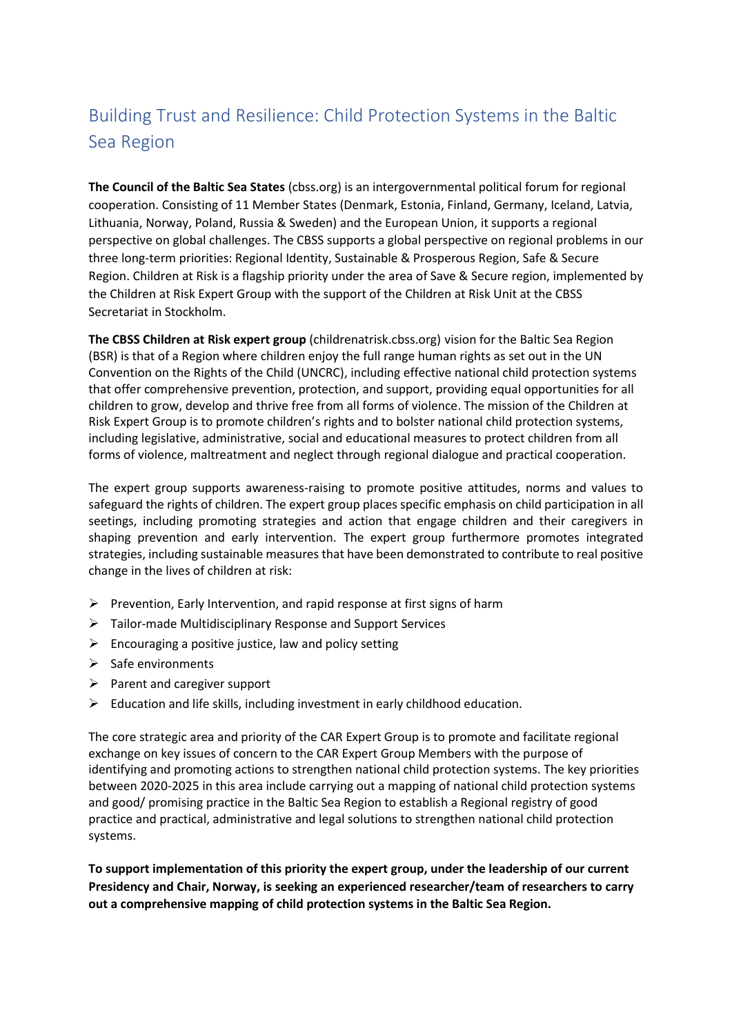# Building Trust and Resilience: Child Protection Systems in the Baltic Sea Region

**The Council of the Baltic Sea States** (cbss.org) is an intergovernmental political forum for regional cooperation. Consisting of 11 Member States (Denmark, Estonia, Finland, Germany, Iceland, Latvia, Lithuania, Norway, Poland, Russia & Sweden) and the European Union, it supports a regional perspective on global challenges. The CBSS supports a global perspective on regional problems in our three long-term priorities: Regional Identity, Sustainable & Prosperous Region, Safe & Secure Region. Children at Risk is a flagship priority under the area of Save & Secure region, implemented by the Children at Risk Expert Group with the support of the Children at Risk Unit at the CBSS Secretariat in Stockholm.

**The CBSS Children at Risk expert group** (childrenatrisk.cbss.org) vision for the Baltic Sea Region (BSR) is that of a Region where children enjoy the full range human rights as set out in the UN Convention on the Rights of the Child (UNCRC), including effective national child protection systems that offer comprehensive prevention, protection, and support, providing equal opportunities for all children to grow, develop and thrive free from all forms of violence. The mission of the Children at Risk Expert Group is to promote children's rights and to bolster national child protection systems, including legislative, administrative, social and educational measures to protect children from all forms of violence, maltreatment and neglect through regional dialogue and practical cooperation.

The expert group supports awareness-raising to promote positive attitudes, norms and values to safeguard the rights of children. The expert group places specific emphasis on child participation in all seetings, including promoting strategies and action that engage children and their caregivers in shaping prevention and early intervention. The expert group furthermore promotes integrated strategies, including sustainable measures that have been demonstrated to contribute to real positive change in the lives of children at risk:

- Prevention, Early Intervention, and rapid response at first signs of harm
- Tailor-made Multidisciplinary Response and Support Services
- Encouraging a positive justice, law and policy setting
- Safe environments
- Parent and caregiver support
- Education and life skills, including investment in early childhood education.

The core strategic area and priority of the CAR Expert Group is to promote and facilitate regional exchange on key issues of concern to the CAR Expert Group Members with the purpose of identifying and promoting actions to strengthen national child protection systems. The key priorities between 2020-2025 in this area include carrying out a mapping of national child protection systems and good/ promising practice in the Baltic Sea Region to establish a Regional registry of good practice and practical, administrative and legal solutions to strengthen national child protection systems.

**To support implementation of this priority the expert group, under the leadership of our current Presidency and Chair, Norway, is seeking an experienced researcher/team of researchers to carry out a comprehensive mapping of child protection systems in the Baltic Sea Region.**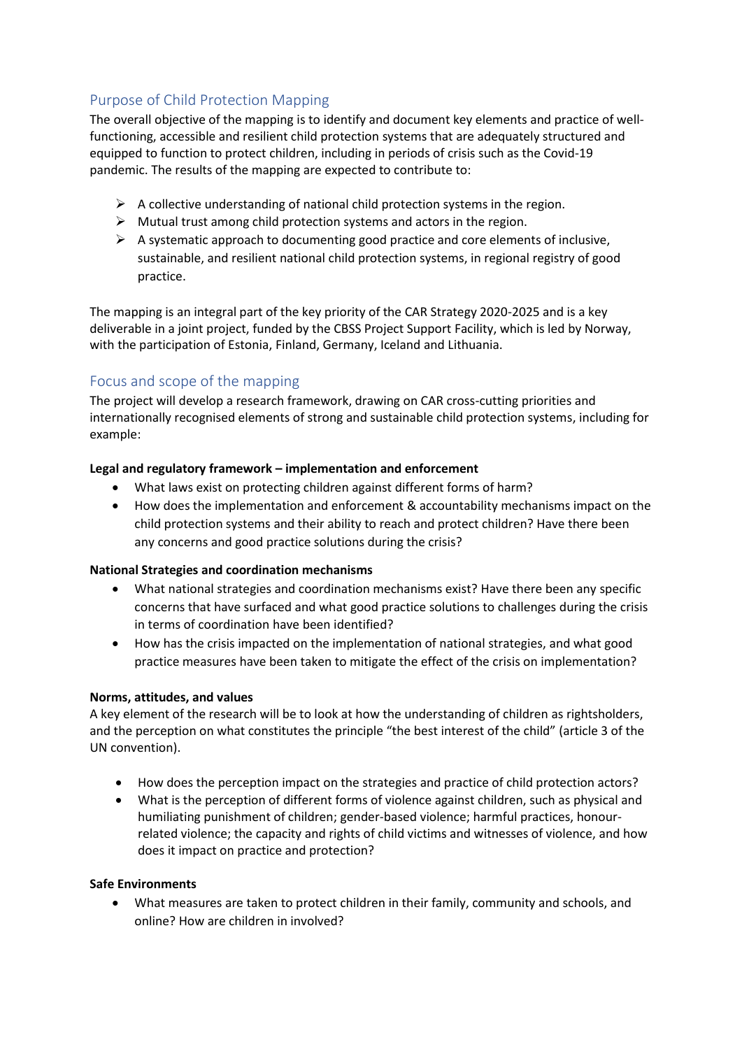## Purpose of Child Protection Mapping

The overall objective of the mapping is to identify and document key elements and practice of well-functioning, accessible and resilient child protection systems that are adequately structured and equipped to function to protect children, including in periods of crisis such as the Covid-19 pandemic. The results of the mapping are expected to contribute to:

- A collective understanding of national child protection systems in the region.
- Mutual trust among child protection systems and actors in the region.
- A systematic approach to documenting good practice and core elements of inclusive, sustainable, and resilient national child protection systems, in regional registry of good practice.

The mapping is an integral part of the key priority of the CAR Strategy 2020-2025 and is a key deliverable in a joint project, funded by the CBSS Project Support Facility, which is led by Norway, with the participation of Estonia, Finland, Germany, Iceland and Lithuania.

## Focus and scope of the mapping

The project will develop a research framework, drawing on CAR cross-cutting priorities and internationally recognised elements of strong and sustainable child protection systems, including for example:

**Legal and regulatory framework – implementation and enforcement**

- What laws exist on protecting children against different forms of harm?
- How does the implementation and enforcement & accountability mechanisms impact on the child protection systems and their ability to reach and protect children? Have there been any concerns and good practice solutions during the crisis?

**National Strategies and coordination mechanisms**

- What national strategies and coordination mechanisms exist? Have there been any specific concerns that have surfaced and what good practice solutions to challenges during the crisis in terms of coordination have been identified?
- How has the crisis impacted on the implementation of national strategies, and what good practice measures have been taken to mitigate the effect of the crisis on implementation?

**Norms, attitudes, and values**

A key element of the research will be to look at how the understanding of children as rightsholders, and the perception on what constitutes the principle "the best interest of the child" (article 3 of the UN convention).

- How does the perception impact on the strategies and practice of child protection actors?
- What is the perception of different forms of violence against children, such as physical and humiliating punishment of children; gender-based violence; harmful practices, honour-related violence; the capacity and rights of child victims and witnesses of violence, and how does it impact on practice and protection?

**Safe Environments**

- What measures are taken to protect children in their family, community and schools, and online? How are children in involved?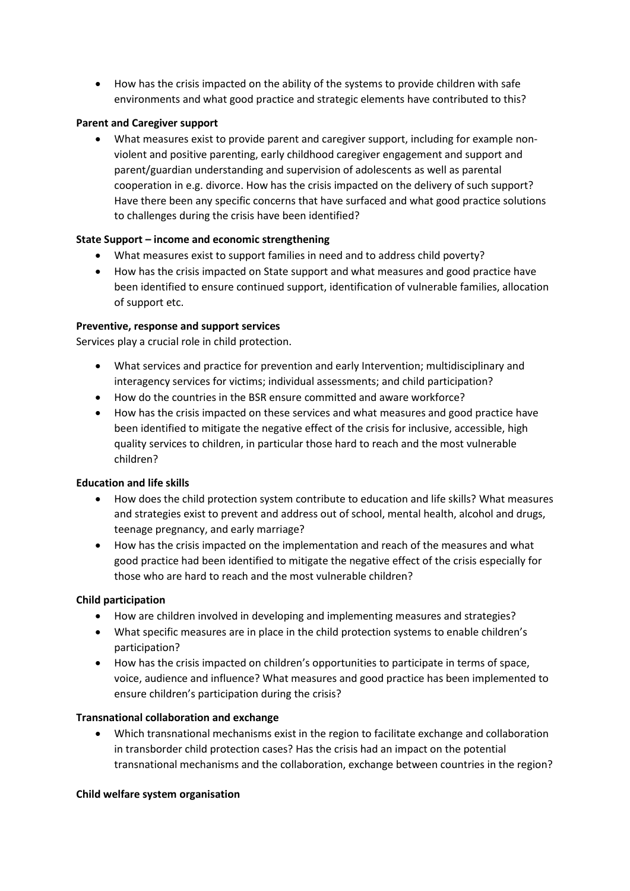- How has the crisis impacted on the ability of the systems to provide children with safe environments and what good practice and strategic elements have contributed to this?

**Parent and Caregiver support**

- What measures exist to provide parent and caregiver support, including for example non-violent and positive parenting, early childhood caregiver engagement and support and parent/guardian understanding and supervision of adolescents as well as parental cooperation in e.g. divorce. How has the crisis impacted on the delivery of such support? Have there been any specific concerns that have surfaced and what good practice solutions to challenges during the crisis have been identified?

**State Support – income and economic strengthening**

- What measures exist to support families in need and to address child poverty?
- How has the crisis impacted on State support and what measures and good practice have been identified to ensure continued support, identification of vulnerable families, allocation of support etc.

**Preventive, response and support services**

Services play a crucial role in child protection.

- What services and practice for prevention and early Intervention; multidisciplinary and interagency services for victims; individual assessments; and child participation?
- How do the countries in the BSR ensure committed and aware workforce?
- How has the crisis impacted on these services and what measures and good practice have been identified to mitigate the negative effect of the crisis for inclusive, accessible, high quality services to children, in particular those hard to reach and the most vulnerable children?

**Education and life skills**

- How does the child protection system contribute to education and life skills? What measures and strategies exist to prevent and address out of school, mental health, alcohol and drugs, teenage pregnancy, and early marriage?
- How has the crisis impacted on the implementation and reach of the measures and what good practice had been identified to mitigate the negative effect of the crisis especially for those who are hard to reach and the most vulnerable children?

**Child participation**

- How are children involved in developing and implementing measures and strategies?
- What specific measures are in place in the child protection systems to enable children's participation?
- How has the crisis impacted on children's opportunities to participate in terms of space, voice, audience and influence? What measures and good practice has been implemented to ensure children's participation during the crisis?

**Transnational collaboration and exchange**

- Which transnational mechanisms exist in the region to facilitate exchange and collaboration in transborder child protection cases? Has the crisis had an impact on the potential transnational mechanisms and the collaboration, exchange between countries in the region?

**Child welfare system organisation**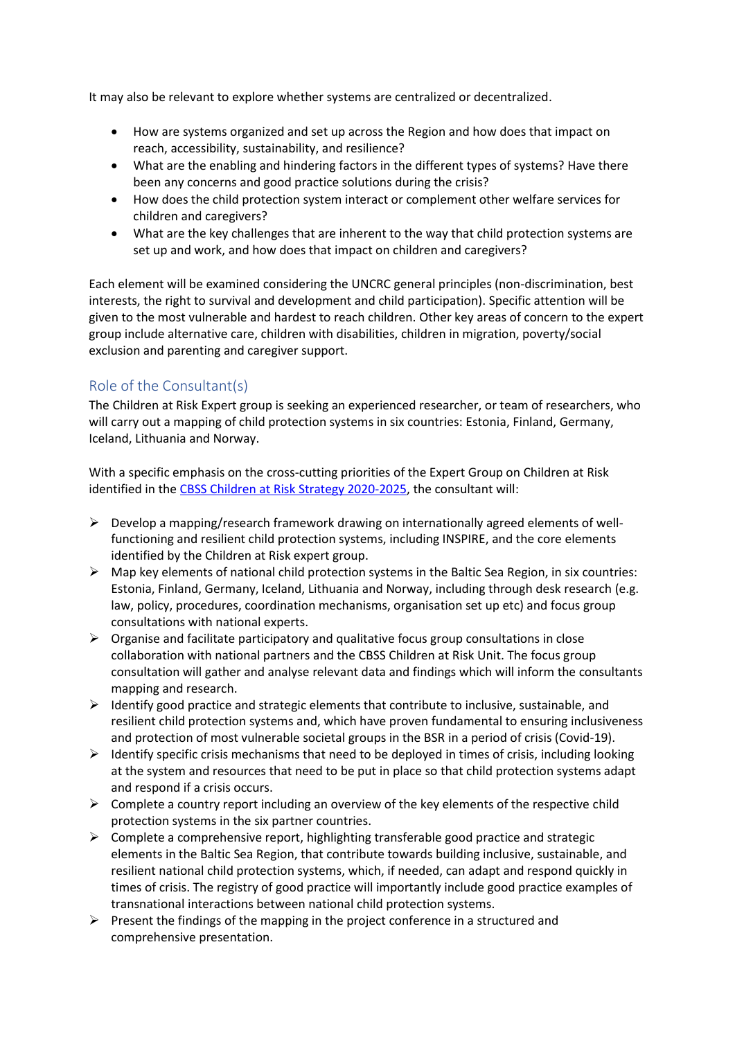It may also be relevant to explore whether systems are centralized or decentralized.

- How are systems organized and set up across the Region and how does that impact on reach, accessibility, sustainability, and resilience?
- What are the enabling and hindering factors in the different types of systems? Have there been any concerns and good practice solutions during the crisis?
- How does the child protection system interact or complement other welfare services for children and caregivers?
- What are the key challenges that are inherent to the way that child protection systems are set up and work, and how does that impact on children and caregivers?

Each element will be examined considering the UNCRC general principles (non-discrimination, best interests, the right to survival and development and child participation). Specific attention will be given to the most vulnerable and hardest to reach children. Other key areas of concern to the expert group include alternative care, children with disabilities, children in migration, poverty/social exclusion and parenting and caregiver support.

## Role of the Consultant(s)

The Children at Risk Expert group is seeking an experienced researcher, or team of researchers, who will carry out a mapping of child protection systems in six countries: Estonia, Finland, Germany, Iceland, Lithuania and Norway.

With a specific emphasis on the cross-cutting priorities of the Expert Group on Children at Risk identified in the CBSS Children at Risk Strategy 2020-2025, the consultant will:

- Develop a mapping/research framework drawing on internationally agreed elements of well-functioning and resilient child protection systems, including INSPIRE, and the core elements identified by the Children at Risk expert group.
- Map key elements of national child protection systems in the Baltic Sea Region, in six countries: Estonia, Finland, Germany, Iceland, Lithuania and Norway, including through desk research (e.g. law, policy, procedures, coordination mechanisms, organisation set up etc) and focus group consultations with national experts.
- Organise and facilitate participatory and qualitative focus group consultations in close collaboration with national partners and the CBSS Children at Risk Unit. The focus group consultation will gather and analyse relevant data and findings which will inform the consultants mapping and research.
- Identify good practice and strategic elements that contribute to inclusive, sustainable, and resilient child protection systems and, which have proven fundamental to ensuring inclusiveness and protection of most vulnerable societal groups in the BSR in a period of crisis (Covid-19).
- Identify specific crisis mechanisms that need to be deployed in times of crisis, including looking at the system and resources that need to be put in place so that child protection systems adapt and respond if a crisis occurs.
- Complete a country report including an overview of the key elements of the respective child protection systems in the six partner countries.
- Complete a comprehensive report, highlighting transferable good practice and strategic elements in the Baltic Sea Region, that contribute towards building inclusive, sustainable, and resilient national child protection systems, which, if needed, can adapt and respond quickly in times of crisis. The registry of good practice will importantly include good practice examples of transnational interactions between national child protection systems.
- Present the findings of the mapping in the project conference in a structured and comprehensive presentation.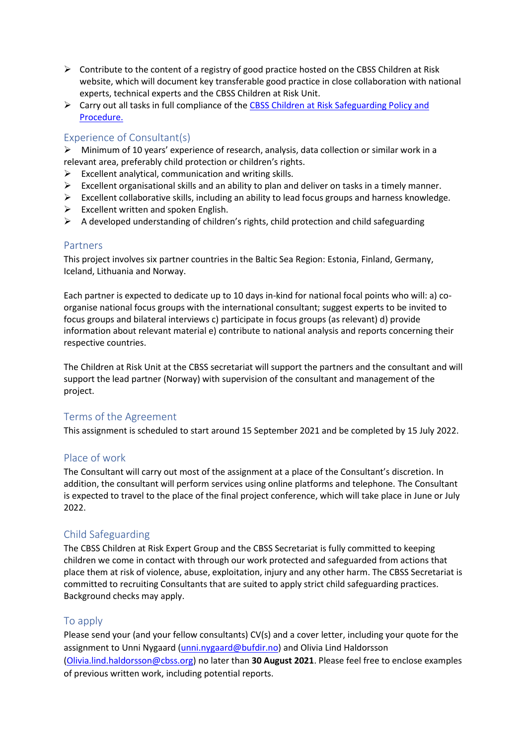- Contribute to the content of a registry of good practice hosted on the CBSS Children at Risk website, which will document key transferable good practice in close collaboration with national experts, technical experts and the CBSS Children at Risk Unit.
- Carry out all tasks in full compliance of the [CBSS Children at Risk Safeguarding Policy and Procedure.]()

## Experience of Consultant(s)

- Minimum of 10 years' experience of research, analysis, data collection or similar work in a relevant area, preferably child protection or children's rights.
- Excellent analytical, communication and writing skills.
- Excellent organisational skills and an ability to plan and deliver on tasks in a timely manner.
- Excellent collaborative skills, including an ability to lead focus groups and harness knowledge.
- Excellent written and spoken English.
- A developed understanding of children's rights, child protection and child safeguarding

## Partners

This project involves six partner countries in the Baltic Sea Region: Estonia, Finland, Germany, Iceland, Lithuania and Norway.

Each partner is expected to dedicate up to 10 days in-kind for national focal points who will: a) co-organise national focus groups with the international consultant; suggest experts to be invited to focus groups and bilateral interviews c) participate in focus groups (as relevant) d) provide information about relevant material e) contribute to national analysis and reports concerning their respective countries.

The Children at Risk Unit at the CBSS secretariat will support the partners and the consultant and will support the lead partner (Norway) with supervision of the consultant and management of the project.

## Terms of the Agreement

This assignment is scheduled to start around 15 September 2021 and be completed by 15 July 2022.

## Place of work

The Consultant will carry out most of the assignment at a place of the Consultant's discretion. In addition, the consultant will perform services using online platforms and telephone. The Consultant is expected to travel to the place of the final project conference, which will take place in June or July 2022.

## Child Safeguarding

The CBSS Children at Risk Expert Group and the CBSS Secretariat is fully committed to keeping children we come in contact with through our work protected and safeguarded from actions that place them at risk of violence, abuse, exploitation, injury and any other harm. The CBSS Secretariat is committed to recruiting Consultants that are suited to apply strict child safeguarding practices. Background checks may apply.

## To apply

Please send your (and your fellow consultants) CV(s) and a cover letter, including your quote for the assignment to Unni Nygaard (unni.nygaard@bufdir.no) and Olivia Lind Haldorsson (Olivia.lind.haldorsson@cbss.org) no later than **30 August 2021**. Please feel free to enclose examples of previous written work, including potential reports.